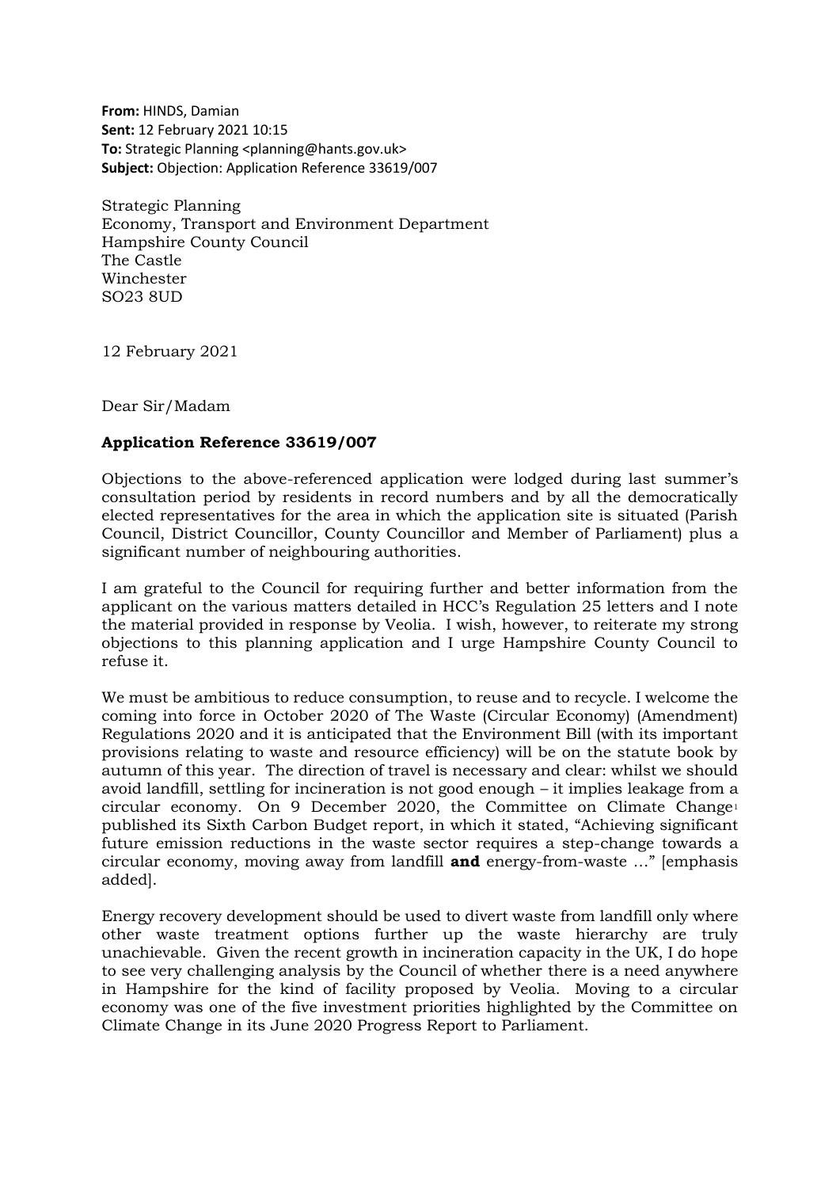**From:** HINDS, Damian
**Sent:** 12 February 2021 10:15
**To:** Strategic Planning <planning@hants.gov.uk>
**Subject:** Objection: Application Reference 33619/007

Strategic Planning
Economy, Transport and Environment Department
Hampshire County Council
The Castle
Winchester
SO23 8UD

12 February 2021

Dear Sir/Madam

**Application Reference 33619/007**

Objections to the above-referenced application were lodged during last summer's consultation period by residents in record numbers and by all the democratically elected representatives for the area in which the application site is situated (Parish Council, District Councillor, County Councillor and Member of Parliament) plus a significant number of neighbouring authorities.

I am grateful to the Council for requiring further and better information from the applicant on the various matters detailed in HCC's Regulation 25 letters and I note the material provided in response by Veolia. I wish, however, to reiterate my strong objections to this planning application and I urge Hampshire County Council to refuse it.

We must be ambitious to reduce consumption, to reuse and to recycle. I welcome the coming into force in October 2020 of The Waste (Circular Economy) (Amendment) Regulations 2020 and it is anticipated that the Environment Bill (with its important provisions relating to waste and resource efficiency) will be on the statute book by autumn of this year. The direction of travel is necessary and clear: whilst we should avoid landfill, settling for incineration is not good enough – it implies leakage from a circular economy. On 9 December 2020, the Committee on Climate Change[1] published its Sixth Carbon Budget report, in which it stated, "Achieving significant future emission reductions in the waste sector requires a step-change towards a circular economy, moving away from landfill **and** energy-from-waste …" [emphasis added].

Energy recovery development should be used to divert waste from landfill only where other waste treatment options further up the waste hierarchy are truly unachievable. Given the recent growth in incineration capacity in the UK, I do hope to see very challenging analysis by the Council of whether there is a need anywhere in Hampshire for the kind of facility proposed by Veolia. Moving to a circular economy was one of the five investment priorities highlighted by the Committee on Climate Change in its June 2020 Progress Report to Parliament.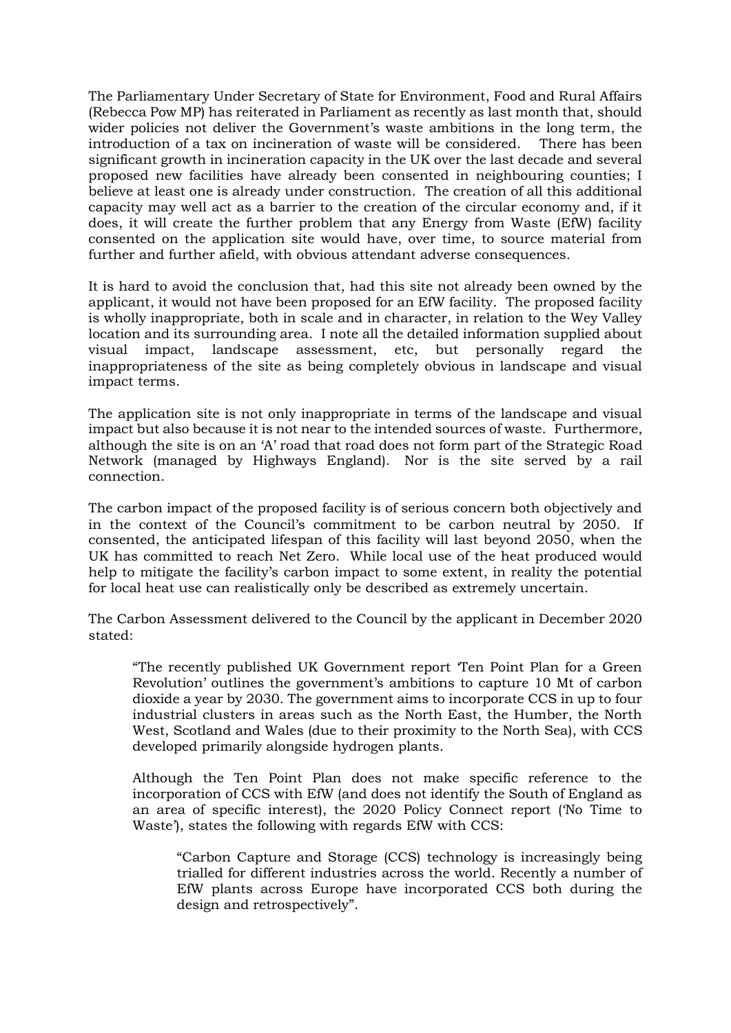The Parliamentary Under Secretary of State for Environment, Food and Rural Affairs (Rebecca Pow MP) has reiterated in Parliament as recently as last month that, should wider policies not deliver the Government's waste ambitions in the long term, the introduction of a tax on incineration of waste will be considered. There has been significant growth in incineration capacity in the UK over the last decade and several proposed new facilities have already been consented in neighbouring counties; I believe at least one is already under construction. The creation of all this additional capacity may well act as a barrier to the creation of the circular economy and, if it does, it will create the further problem that any Energy from Waste (EfW) facility consented on the application site would have, over time, to source material from further and further afield, with obvious attendant adverse consequences.

It is hard to avoid the conclusion that, had this site not already been owned by the applicant, it would not have been proposed for an EfW facility. The proposed facility is wholly inappropriate, both in scale and in character, in relation to the Wey Valley location and its surrounding area. I note all the detailed information supplied about visual impact, landscape assessment, etc, but personally regard the inappropriateness of the site as being completely obvious in landscape and visual impact terms.

The application site is not only inappropriate in terms of the landscape and visual impact but also because it is not near to the intended sources of waste. Furthermore, although the site is on an 'A' road that road does not form part of the Strategic Road Network (managed by Highways England). Nor is the site served by a rail connection.

The carbon impact of the proposed facility is of serious concern both objectively and in the context of the Council's commitment to be carbon neutral by 2050. If consented, the anticipated lifespan of this facility will last beyond 2050, when the UK has committed to reach Net Zero. While local use of the heat produced would help to mitigate the facility's carbon impact to some extent, in reality the potential for local heat use can realistically only be described as extremely uncertain.

The Carbon Assessment delivered to the Council by the applicant in December 2020 stated:

> "The recently published UK Government report 'Ten Point Plan for a Green Revolution' outlines the government's ambitions to capture 10 Mt of carbon dioxide a year by 2030. The government aims to incorporate CCS in up to four industrial clusters in areas such as the North East, the Humber, the North West, Scotland and Wales (due to their proximity to the North Sea), with CCS developed primarily alongside hydrogen plants.
>
> Although the Ten Point Plan does not make specific reference to the incorporation of CCS with EfW (and does not identify the South of England as an area of specific interest), the 2020 Policy Connect report ('No Time to Waste'), states the following with regards EfW with CCS:
>
> > "Carbon Capture and Storage (CCS) technology is increasingly being trialled for different industries across the world. Recently a number of EfW plants across Europe have incorporated CCS both during the design and retrospectively".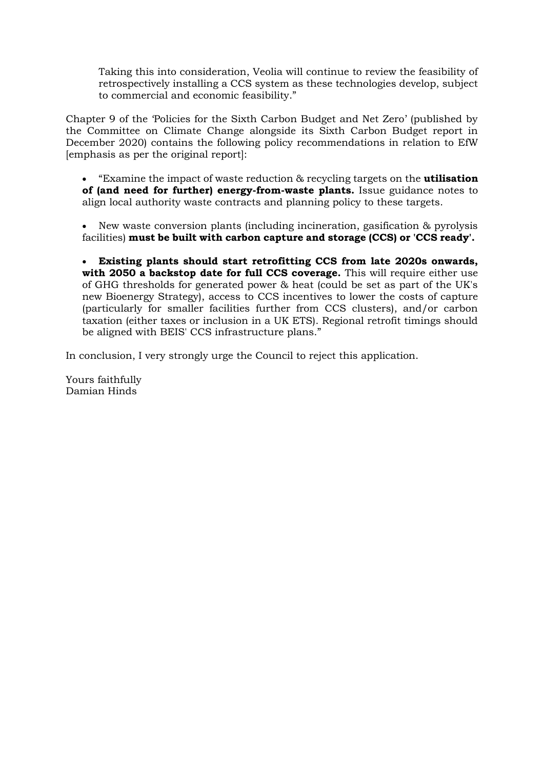Taking this into consideration, Veolia will continue to review the feasibility of retrospectively installing a CCS system as these technologies develop, subject to commercial and economic feasibility."

Chapter 9 of the 'Policies for the Sixth Carbon Budget and Net Zero' (published by the Committee on Climate Change alongside its Sixth Carbon Budget report in December 2020) contains the following policy recommendations in relation to EfW [emphasis as per the original report]:

- "Examine the impact of waste reduction & recycling targets on the **utilisation of (and need for further) energy-from-waste plants.** Issue guidance notes to align local authority waste contracts and planning policy to these targets.
- New waste conversion plants (including incineration, gasification & pyrolysis facilities) **must be built with carbon capture and storage (CCS) or 'CCS ready'.**
- **Existing plants should start retrofitting CCS from late 2020s onwards, with 2050 a backstop date for full CCS coverage.** This will require either use of GHG thresholds for generated power & heat (could be set as part of the UK's new Bioenergy Strategy), access to CCS incentives to lower the costs of capture (particularly for smaller facilities further from CCS clusters), and/or carbon taxation (either taxes or inclusion in a UK ETS). Regional retrofit timings should be aligned with BEIS' CCS infrastructure plans."

In conclusion, I very strongly urge the Council to reject this application.

Yours faithfully
Damian Hinds